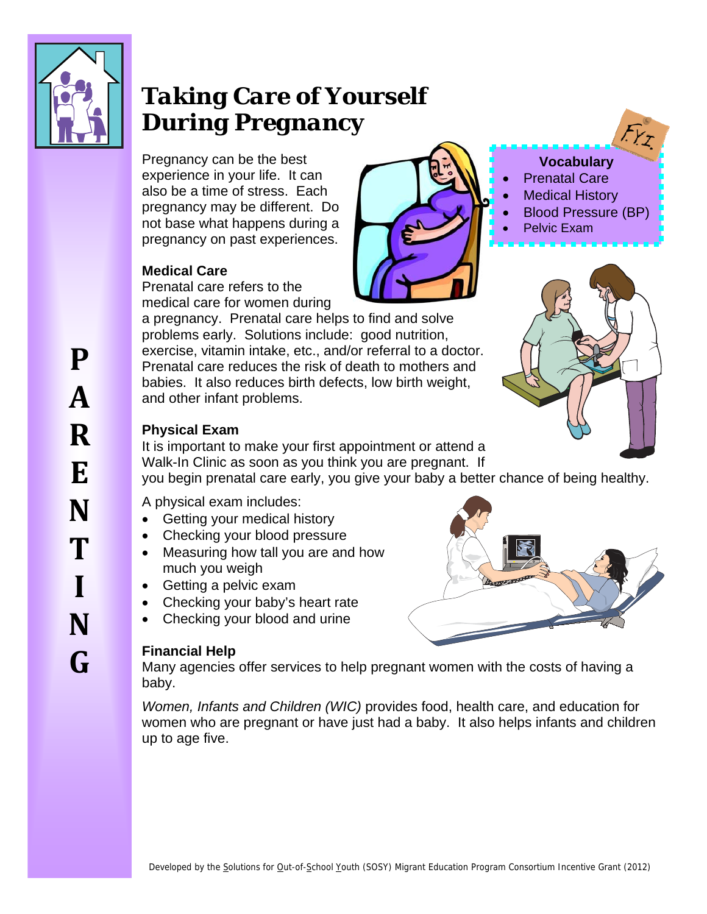# Taking Care of Yourself During Pregnancy

Pregnancy can be the best experience in your life. It can also be a time of stress. Each pregnancy may be different. Do not base what happens during a pregnancy on past experiences.

**Vocabulary**

- Prenatal Care
- Medical History
- Blood Pressure (BP)
- Pelvic Exam

### Medical Care

Prenatal care refers to the medical care for women during a pregnancy. Prenatal care helps to find and solve problems early. Solutions include: good nutrition, exercise, vitamin intake, etc., and/or referral to a doctor. Prenatal care reduces the risk of death to mothers and babies. It also reduces birth defects, low birth weight, and other infant problems.

### Physical Exam

It is important to make your first appointment or attend a Walk-In Clinic as soon as you think you are pregnant. If you begin prenatal care early, you give your baby a better chance of being healthy.

A physical exam includes:

- Getting your medical history
- Checking your blood pressure
- Measuring how tall you are and how much you weigh
- Getting a pelvic exam
- Checking your baby's heart rate
- Checking your blood and urine

### Financial Help

Many agencies offer services to help pregnant women with the costs of having a baby.

*Women, Infants and Children (WIC)* provides food, health care, and education for women who are pregnant or have just had a baby. It also helps infants and children up to age five.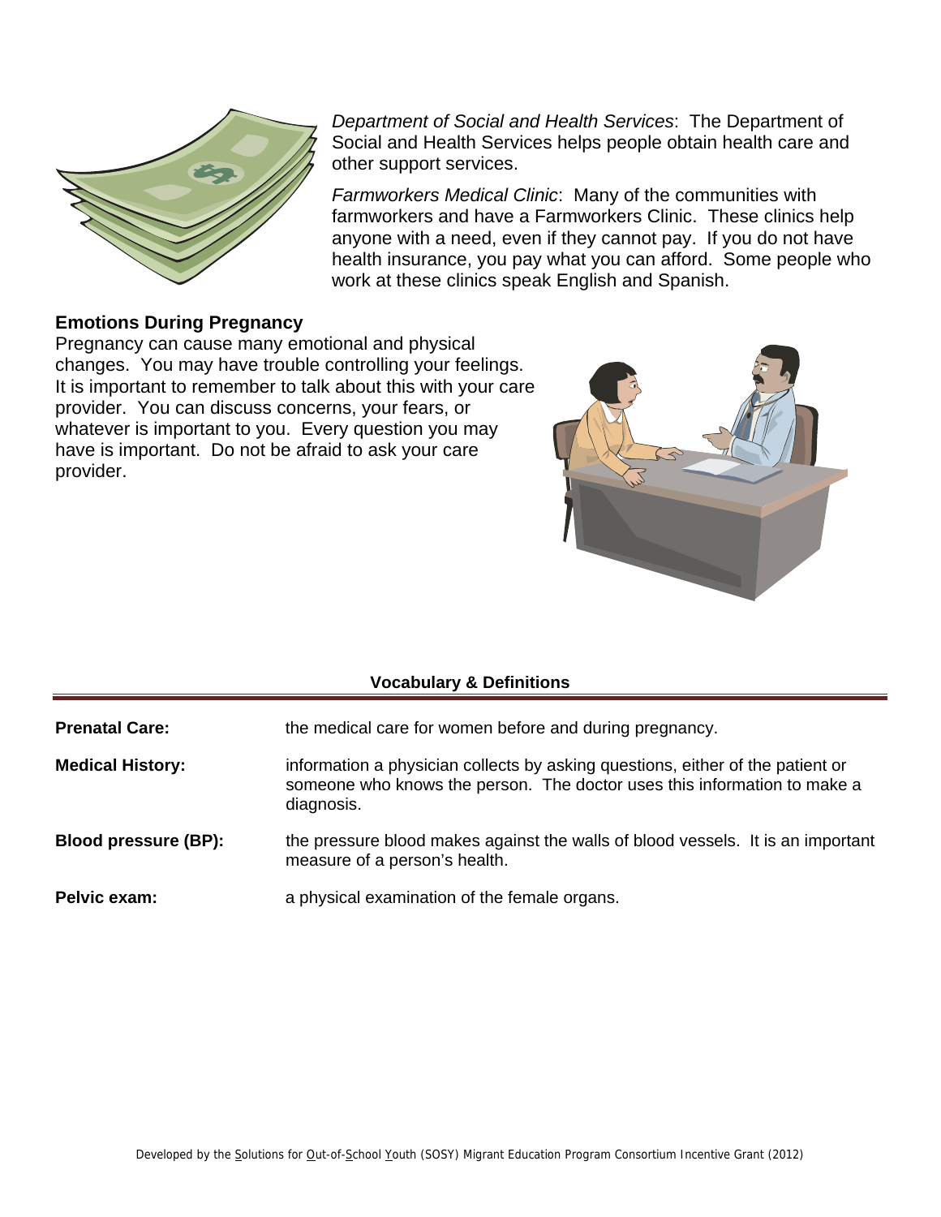*Department of Social and Health Services*: The Department of Social and Health Services helps people obtain health care and other support services.

*Farmworkers Medical Clinic*: Many of the communities with farmworkers and have a Farmworkers Clinic. These clinics help anyone with a need, even if they cannot pay. If you do not have health insurance, you pay what you can afford. Some people who work at these clinics speak English and Spanish.

### Emotions During Pregnancy

Pregnancy can cause many emotional and physical changes. You may have trouble controlling your feelings. It is important to remember to talk about this with your care provider. You can discuss concerns, your fears, or whatever is important to you. Every question you may have is important. Do not be afraid to ask your care provider.

### Vocabulary & Definitions

| | |
|---|---|
| **Prenatal Care:** | the medical care for women before and during pregnancy. |
| **Medical History:** | information a physician collects by asking questions, either of the patient or someone who knows the person. The doctor uses this information to make a diagnosis. |
| **Blood pressure (BP):** | the pressure blood makes against the walls of blood vessels. It is an important measure of a person's health. |
| **Pelvic exam:** | a physical examination of the female organs. |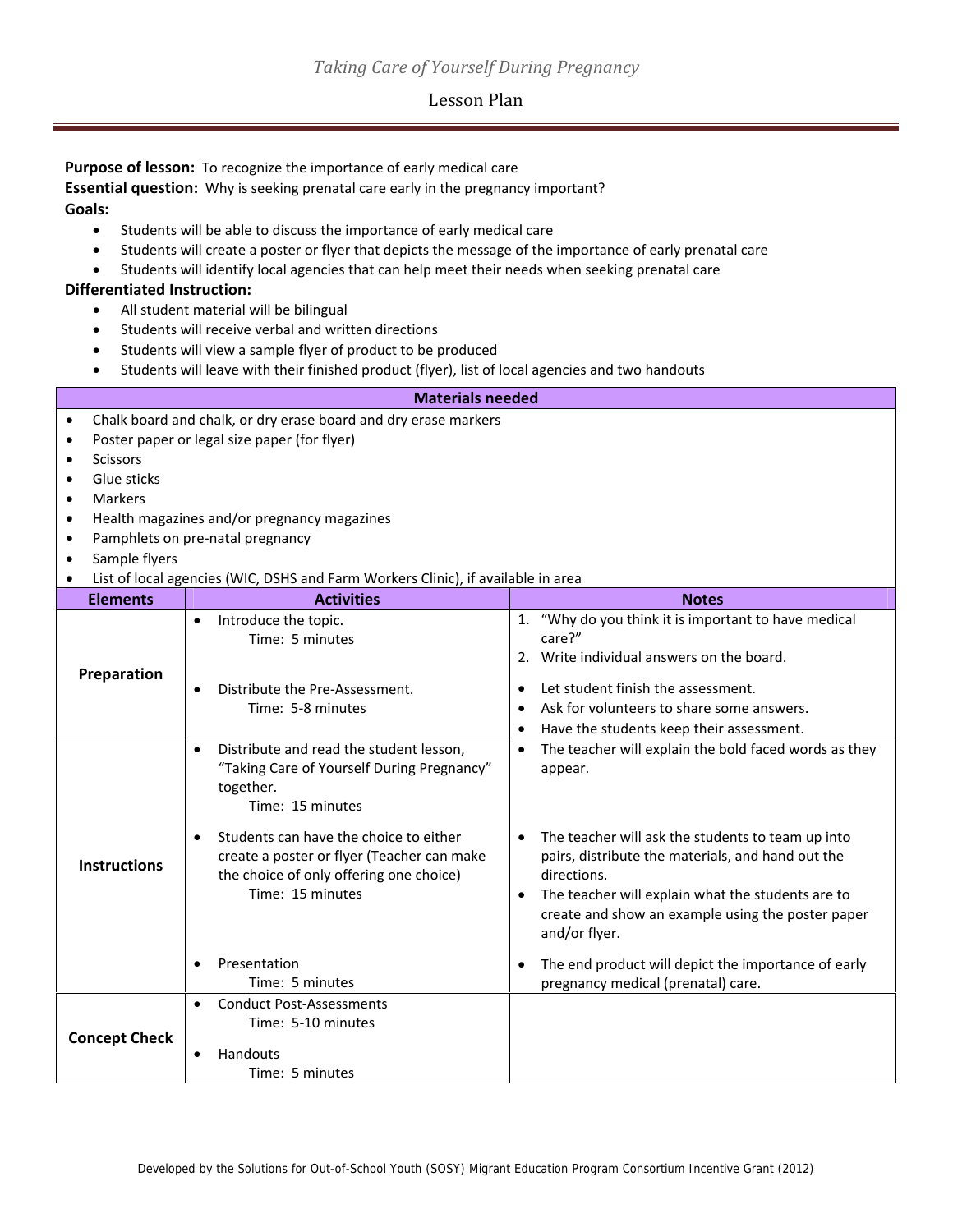*Taking Care of Yourself During Pregnancy*

# Lesson Plan

**Purpose of lesson:** To recognize the importance of early medical care

**Essential question:** Why is seeking prenatal care early in the pregnancy important?

**Goals:**

- Students will be able to discuss the importance of early medical care
- Students will create a poster or flyer that depicts the message of the importance of early prenatal care
- Students will identify local agencies that can help meet their needs when seeking prenatal care

**Differentiated Instruction:**

- All student material will be bilingual
- Students will receive verbal and written directions
- Students will view a sample flyer of product to be produced
- Students will leave with their finished product (flyer), list of local agencies and two handouts

| Materials needed |
|---|
| • Chalk board and chalk, or dry erase board and dry erase markers<br>• Poster paper or legal size paper (for flyer)<br>• Scissors<br>• Glue sticks<br>• Markers<br>• Health magazines and/or pregnancy magazines<br>• Pamphlets on pre-natal pregnancy<br>• Sample flyers<br>• List of local agencies (WIC, DSHS and Farm Workers Clinic), if available in area |

| Elements | Activities | Notes |
|---|---|---|
| **Preparation** | • Introduce the topic.<br>Time: 5 minutes<br><br>• Distribute the Pre-Assessment.<br>Time: 5-8 minutes | 1. "Why do you think it is important to have medical care?"<br>2. Write individual answers on the board.<br><br>• Let student finish the assessment.<br>• Ask for volunteers to share some answers.<br>• Have the students keep their assessment. |
| **Instructions** | • Distribute and read the student lesson, "Taking Care of Yourself During Pregnancy" together.<br>Time: 15 minutes<br><br>• Students can have the choice to either create a poster or flyer (Teacher can make the choice of only offering one choice)<br>Time: 15 minutes<br><br>• Presentation<br>Time: 5 minutes | • The teacher will explain the bold faced words as they appear.<br><br>• The teacher will ask the students to team up into pairs, distribute the materials, and hand out the directions.<br>• The teacher will explain what the students are to create and show an example using the poster paper and/or flyer.<br><br>• The end product will depict the importance of early pregnancy medical (prenatal) care. |
| **Concept Check** | • Conduct Post-Assessments<br>Time: 5-10 minutes<br><br>• Handouts<br>Time: 5 minutes | |

Developed by the Solutions for Out-of-School Youth (SOSY) Migrant Education Program Consortium Incentive Grant (2012)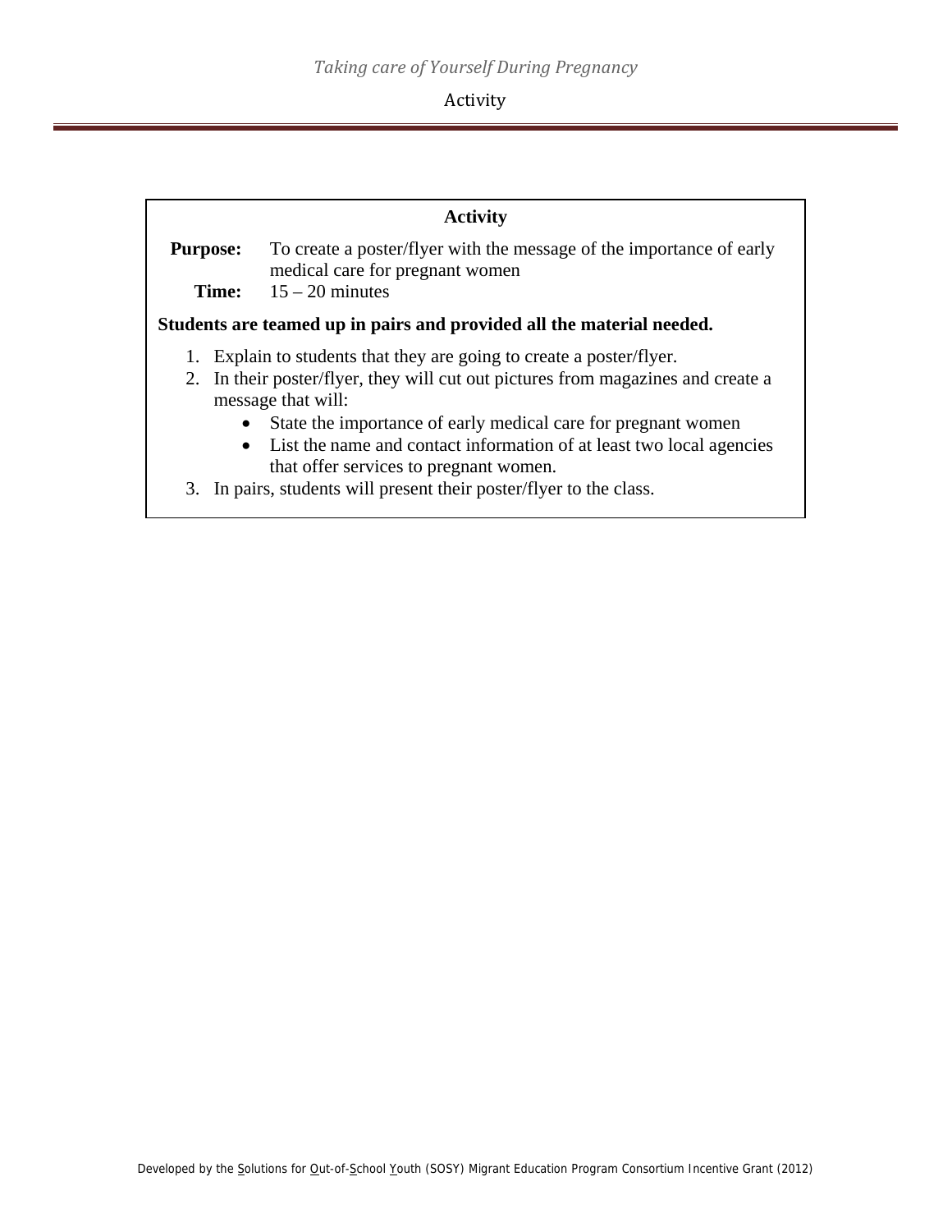## Activity

**Purpose:** To create a poster/flyer with the message of the importance of early medical care for pregnant women

**Time:** 15 – 20 minutes

**Students are teamed up in pairs and provided all the material needed.**

1. Explain to students that they are going to create a poster/flyer.
2. In their poster/flyer, they will cut out pictures from magazines and create a message that will:
   - State the importance of early medical care for pregnant women
   - List the name and contact information of at least two local agencies that offer services to pregnant women.
3. In pairs, students will present their poster/flyer to the class.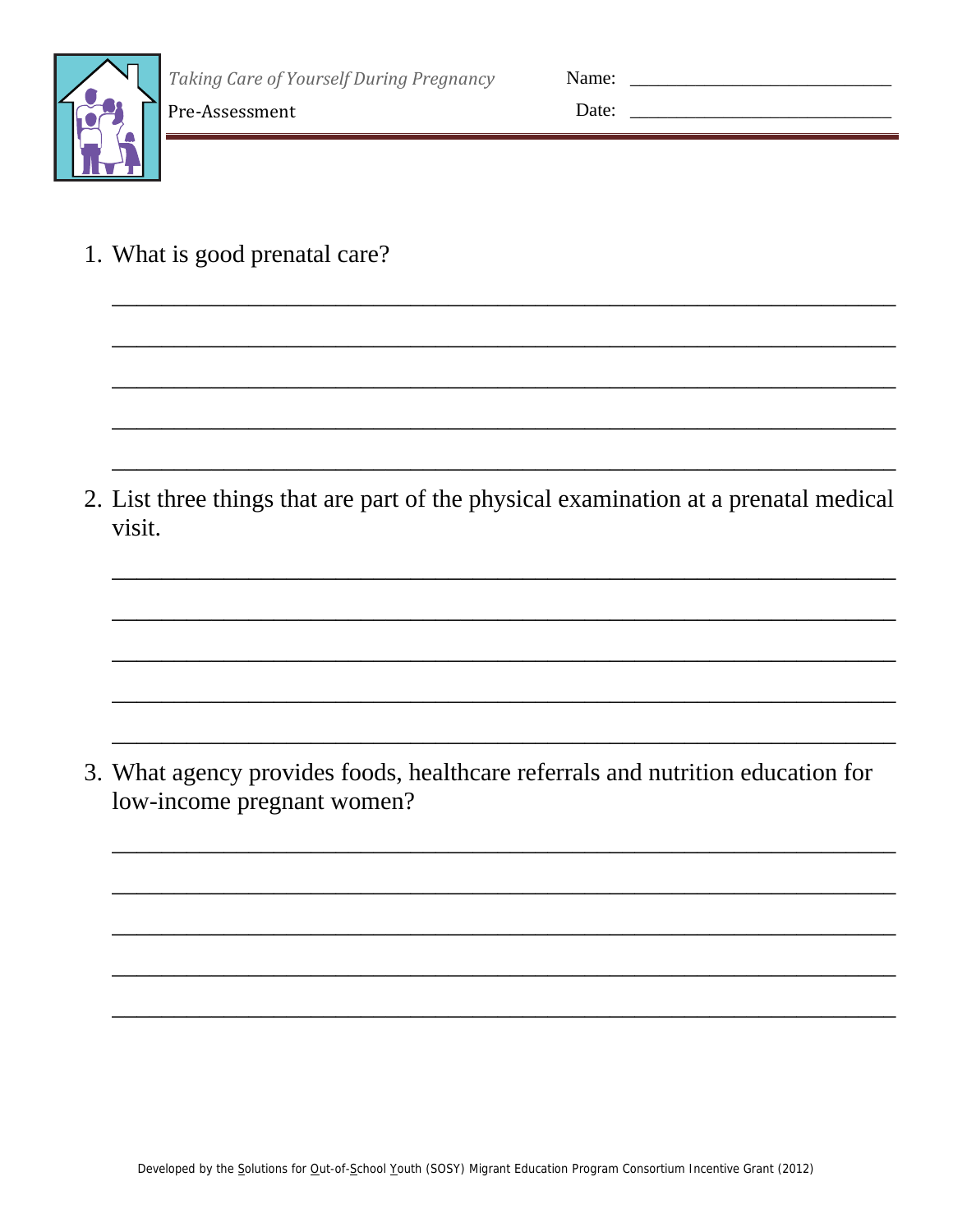*Taking Care of Yourself During Pregnancy*

Pre-Assessment

Name: ____________________________

Date: ____________________________

1. What is good prenatal care?

_______________________________________________________________________

_______________________________________________________________________

_______________________________________________________________________

_______________________________________________________________________

_______________________________________________________________________

2. List three things that are part of the physical examination at a prenatal medical visit.

_______________________________________________________________________

_______________________________________________________________________

_______________________________________________________________________

_______________________________________________________________________

_______________________________________________________________________

3. What agency provides foods, healthcare referrals and nutrition education for low-income pregnant women?

_______________________________________________________________________

_______________________________________________________________________

_______________________________________________________________________

_______________________________________________________________________

_______________________________________________________________________

Developed by the Solutions for Out-of-School Youth (SOSY) Migrant Education Program Consortium Incentive Grant (2012)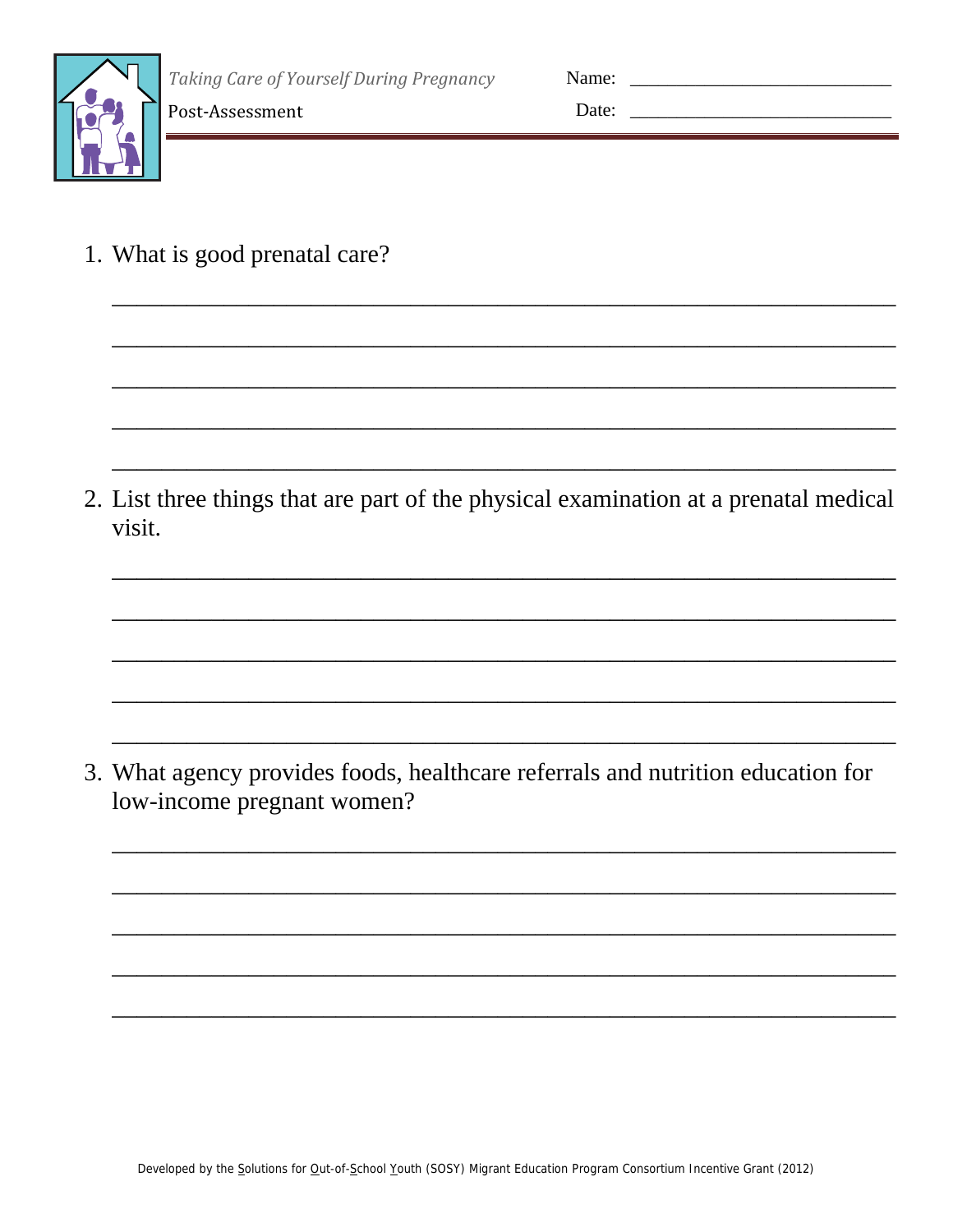*Taking Care of Yourself During Pregnancy*

Post-Assessment

Name: ____________________________

Date: ____________________________

1. What is good prenatal care?

_______________________________________________________________________

_______________________________________________________________________

_______________________________________________________________________

_______________________________________________________________________

_______________________________________________________________________

2. List three things that are part of the physical examination at a prenatal medical visit.

_______________________________________________________________________

_______________________________________________________________________

_______________________________________________________________________

_______________________________________________________________________

_______________________________________________________________________

3. What agency provides foods, healthcare referrals and nutrition education for low-income pregnant women?

_______________________________________________________________________

_______________________________________________________________________

_______________________________________________________________________

_______________________________________________________________________

_______________________________________________________________________

Developed by the Solutions for Out-of-School Youth (SOSY) Migrant Education Program Consortium Incentive Grant (2012)